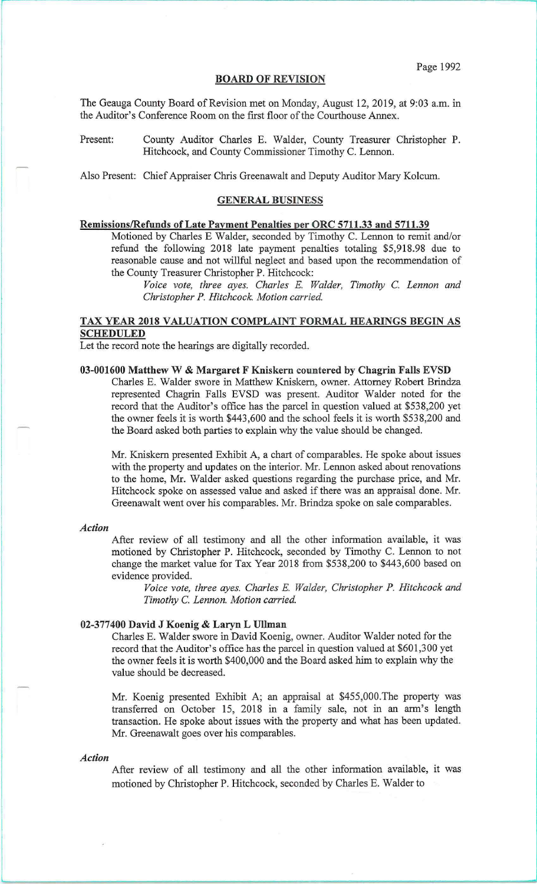## BOARD OF REVISION

The Geauga County Board of Revision met on Monday, August 12, 2019, at 9:03 a.m. in the Auditor's Conference Room on the first floor of the Courthouse Annex.

Present: County Auditor Charles E. Walder, County Treasurer Christopher P. Hitchcock, and County Commissioner Timothy C. Lennon.

Also Present: Chief Appraiser Chris Greenawalt and Deputy Auditor Mary Kolcum.

## GENERAL BUSINESS

**Remissions/Refunds of Late Payment Penalties per ORC 5711.33 and 5711.39**

Motioned by Charles E Walder, seconded by Timothy C. Lennon to remit and/or refund the following 2018 late payment penalties totaling $5,918.98 due to reasonable cause and not willful neglect and based upon the recommendation of the County Treasurer Christopher P. Hitchcock:

*Voice vote, three ayes. Charles E. Walder, Timothy C. Lennon and Christopher P. Hitchcock. Motion carried.*

**TAX YEAR 2018 VALUATION COMPLAINT FORMAL HEARINGS BEGIN AS SCHEDULED**

Let the record note the hearings are digitally recorded.

**03-001600 Matthew W & Margaret F Kniskern countered by Chagrin Falls EVSD**

Charles E. Walder swore in Matthew Kniskern, owner. Attorney Robert Brindza represented Chagrin Falls EVSD was present. Auditor Walder noted for the record that the Auditor's office has the parcel in question valued at $538,200 yet the owner feels it is worth $443,600 and the school feels it is worth $538,200 and the Board asked both parties to explain why the value should be changed.

Mr. Kniskern presented Exhibit A, a chart of comparables. He spoke about issues with the property and updates on the interior. Mr. Lennon asked about renovations to the home, Mr. Walder asked questions regarding the purchase price, and Mr. Hitchcock spoke on assessed value and asked if there was an appraisal done. Mr. Greenawalt went over his comparables. Mr. Brindza spoke on sale comparables.

***Action***

After review of all testimony and all the other information available, it was motioned by Christopher P. Hitchcock, seconded by Timothy C. Lennon to not change the market value for Tax Year 2018 from $538,200 to $443,600 based on evidence provided.

*Voice vote, three ayes. Charles E. Walder, Christopher P. Hitchcock and Timothy C. Lennon. Motion carried.*

**02-377400 David J Koenig & Laryn L Ullman**

Charles E. Walder swore in David Koenig, owner. Auditor Walder noted for the record that the Auditor's office has the parcel in question valued at $601,300 yet the owner feels it is worth $400,000 and the Board asked him to explain why the value should be decreased.

Mr. Koenig presented Exhibit A; an appraisal at $455,000.The property was transferred on October 15, 2018 in a family sale, not in an arm's length transaction. He spoke about issues with the property and what has been updated. Mr. Greenawalt goes over his comparables.

***Action***

After review of all testimony and all the other information available, it was motioned by Christopher P. Hitchcock, seconded by Charles E. Walder to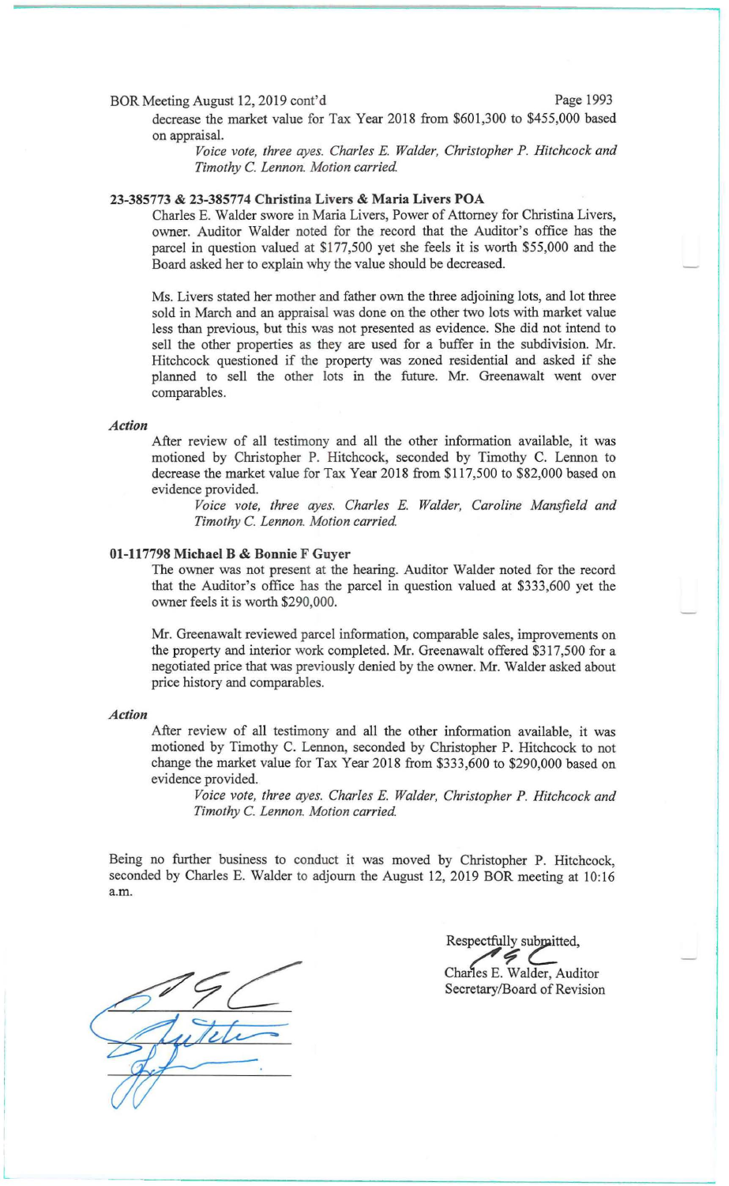decrease the market value for Tax Year 2018 from $601,300 to $455,000 based on appraisal.

*Voice vote, three ayes. Charles E. Walder, Christopher P. Hitchcock and Timothy C. Lennon. Motion carried.*

**23-385773 & 23-385774 Christina Livers & Maria Livers POA**

Charles E. Walder swore in Maria Livers, Power of Attorney for Christina Livers, owner. Auditor Walder noted for the record that the Auditor's office has the parcel in question valued at $177,500 yet she feels it is worth $55,000 and the Board asked her to explain why the value should be decreased.

Ms. Livers stated her mother and father own the three adjoining lots, and lot three sold in March and an appraisal was done on the other two lots with market value less than previous, but this was not presented as evidence. She did not intend to sell the other properties as they are used for a buffer in the subdivision. Mr. Hitchcock questioned if the property was zoned residential and asked if she planned to sell the other lots in the future. Mr. Greenawalt went over comparables.

***Action***

After review of all testimony and all the other information available, it was motioned by Christopher P. Hitchcock, seconded by Timothy C. Lennon to decrease the market value for Tax Year 2018 from $117,500 to $82,000 based on evidence provided.

*Voice vote, three ayes. Charles E. Walder, Caroline Mansfield and Timothy C. Lennon. Motion carried.*

**01-117798 Michael B & Bonnie F Guyer**

The owner was not present at the hearing. Auditor Walder noted for the record that the Auditor's office has the parcel in question valued at $333,600 yet the owner feels it is worth $290,000.

Mr. Greenawalt reviewed parcel information, comparable sales, improvements on the property and interior work completed. Mr. Greenawalt offered $317,500 for a negotiated price that was previously denied by the owner. Mr. Walder asked about price history and comparables.

***Action***

After review of all testimony and all the other information available, it was motioned by Timothy C. Lennon, seconded by Christopher P. Hitchcock to not change the market value for Tax Year 2018 from $333,600 to $290,000 based on evidence provided.

*Voice vote, three ayes. Charles E. Walder, Christopher P. Hitchcock and Timothy C. Lennon. Motion carried.*

Being no further business to conduct it was moved by Christopher P. Hitchcock, seconded by Charles E. Walder to adjourn the August 12, 2019 BOR meeting at 10:16 a.m.

Respectfully submitted,

Charles E. Walder, Auditor
Secretary/Board of Revision